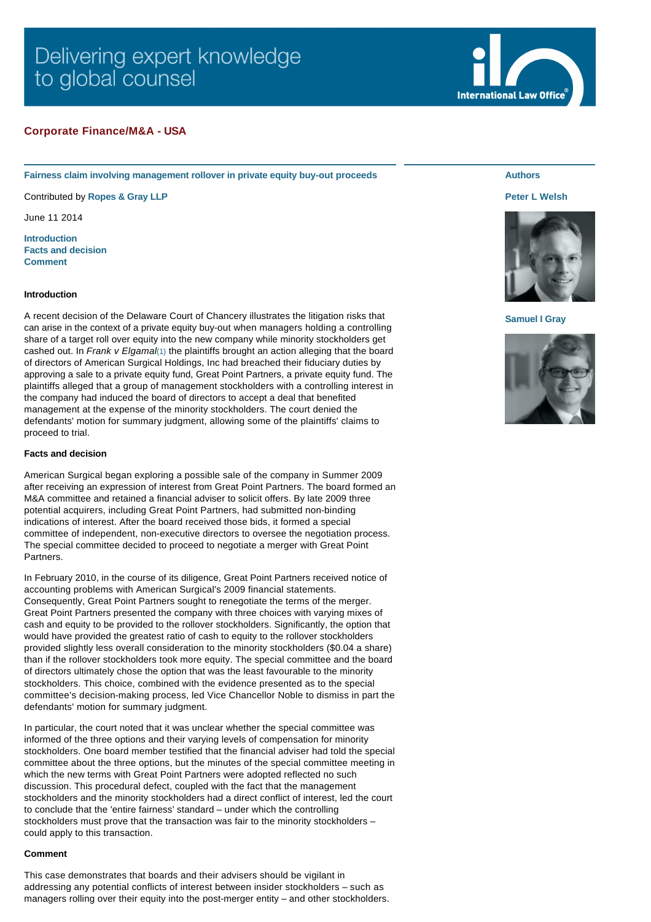Delivering expert knowledge to global counsel

International Law Office

## Corporate Finance/M&A - USA

### Fairness claim involving management rollover in private equity buy-out proceeds

Contributed by **Ropes & Gray LLP**

June 11 2014

Introduction
Facts and decision
Comment

**Authors**

**Peter L Welsh**

**Samuel I Gray**

#### Introduction

A recent decision of the Delaware Court of Chancery illustrates the litigation risks that can arise in the context of a private equity buy-out when managers holding a controlling share of a target roll over equity into the new company while minority stockholders get cashed out. In *Frank v Elgamal*(1) the plaintiffs brought an action alleging that the board of directors of American Surgical Holdings, Inc had breached their fiduciary duties by approving a sale to a private equity fund, Great Point Partners, a private equity fund. The plaintiffs alleged that a group of management stockholders with a controlling interest in the company had induced the board of directors to accept a deal that benefited management at the expense of the minority stockholders. The court denied the defendants' motion for summary judgment, allowing some of the plaintiffs' claims to proceed to trial.

#### Facts and decision

American Surgical began exploring a possible sale of the company in Summer 2009 after receiving an expression of interest from Great Point Partners. The board formed an M&A committee and retained a financial adviser to solicit offers. By late 2009 three potential acquirers, including Great Point Partners, had submitted non-binding indications of interest. After the board received those bids, it formed a special committee of independent, non-executive directors to oversee the negotiation process. The special committee decided to proceed to negotiate a merger with Great Point Partners.

In February 2010, in the course of its diligence, Great Point Partners received notice of accounting problems with American Surgical's 2009 financial statements. Consequently, Great Point Partners sought to renegotiate the terms of the merger. Great Point Partners presented the company with three choices with varying mixes of cash and equity to be provided to the rollover stockholders. Significantly, the option that would have provided the greatest ratio of cash to equity to the rollover stockholders provided slightly less overall consideration to the minority stockholders ($0.04 a share) than if the rollover stockholders took more equity. The special committee and the board of directors ultimately chose the option that was the least favourable to the minority stockholders. This choice, combined with the evidence presented as to the special committee's decision-making process, led Vice Chancellor Noble to dismiss in part the defendants' motion for summary judgment.

In particular, the court noted that it was unclear whether the special committee was informed of the three options and their varying levels of compensation for minority stockholders. One board member testified that the financial adviser had told the special committee about the three options, but the minutes of the special committee meeting in which the new terms with Great Point Partners were adopted reflected no such discussion. This procedural defect, coupled with the fact that the management stockholders and the minority stockholders had a direct conflict of interest, led the court to conclude that the 'entire fairness' standard – under which the controlling stockholders must prove that the transaction was fair to the minority stockholders – could apply to this transaction.

#### Comment

This case demonstrates that boards and their advisers should be vigilant in addressing any potential conflicts of interest between insider stockholders – such as managers rolling over their equity into the post-merger entity – and other stockholders.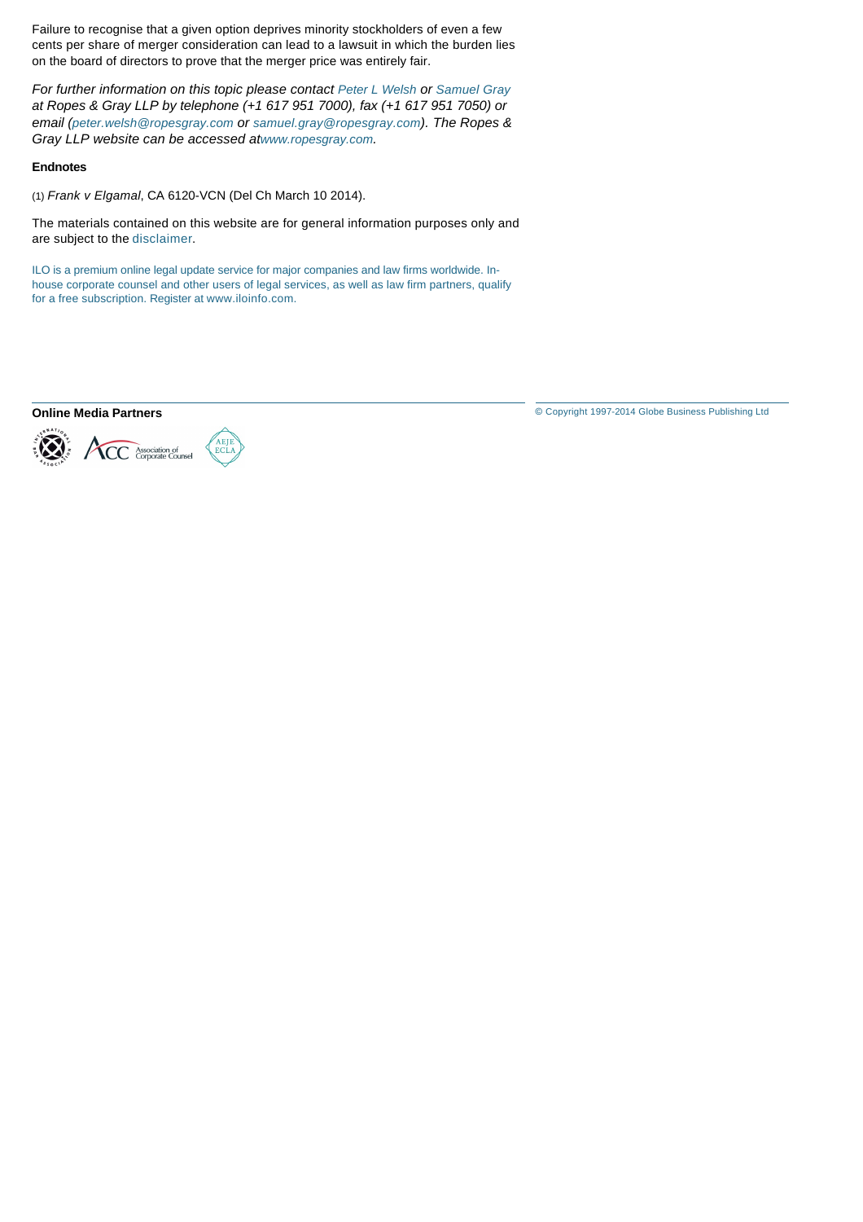Failure to recognise that a given option deprives minority stockholders of even a few cents per share of merger consideration can lead to a lawsuit in which the burden lies on the board of directors to prove that the merger price was entirely fair.

*For further information on this topic please contact Peter L Welsh or Samuel Gray at Ropes & Gray LLP by telephone (+1 617 951 7000), fax (+1 617 951 7050) or email (peter.welsh@ropesgray.com or samuel.gray@ropesgray.com). The Ropes & Gray LLP website can be accessed atwww.ropesgray.com.*

**Endnotes**

(1) *Frank v Elgamal*, CA 6120-VCN (Del Ch March 10 2014).

The materials contained on this website are for general information purposes only and are subject to the disclaimer.

ILO is a premium online legal update service for major companies and law firms worldwide. In-house corporate counsel and other users of legal services, as well as law firm partners, qualify for a free subscription. Register at www.iloinfo.com.

**Online Media Partners**

© Copyright 1997-2014 Globe Business Publishing Ltd